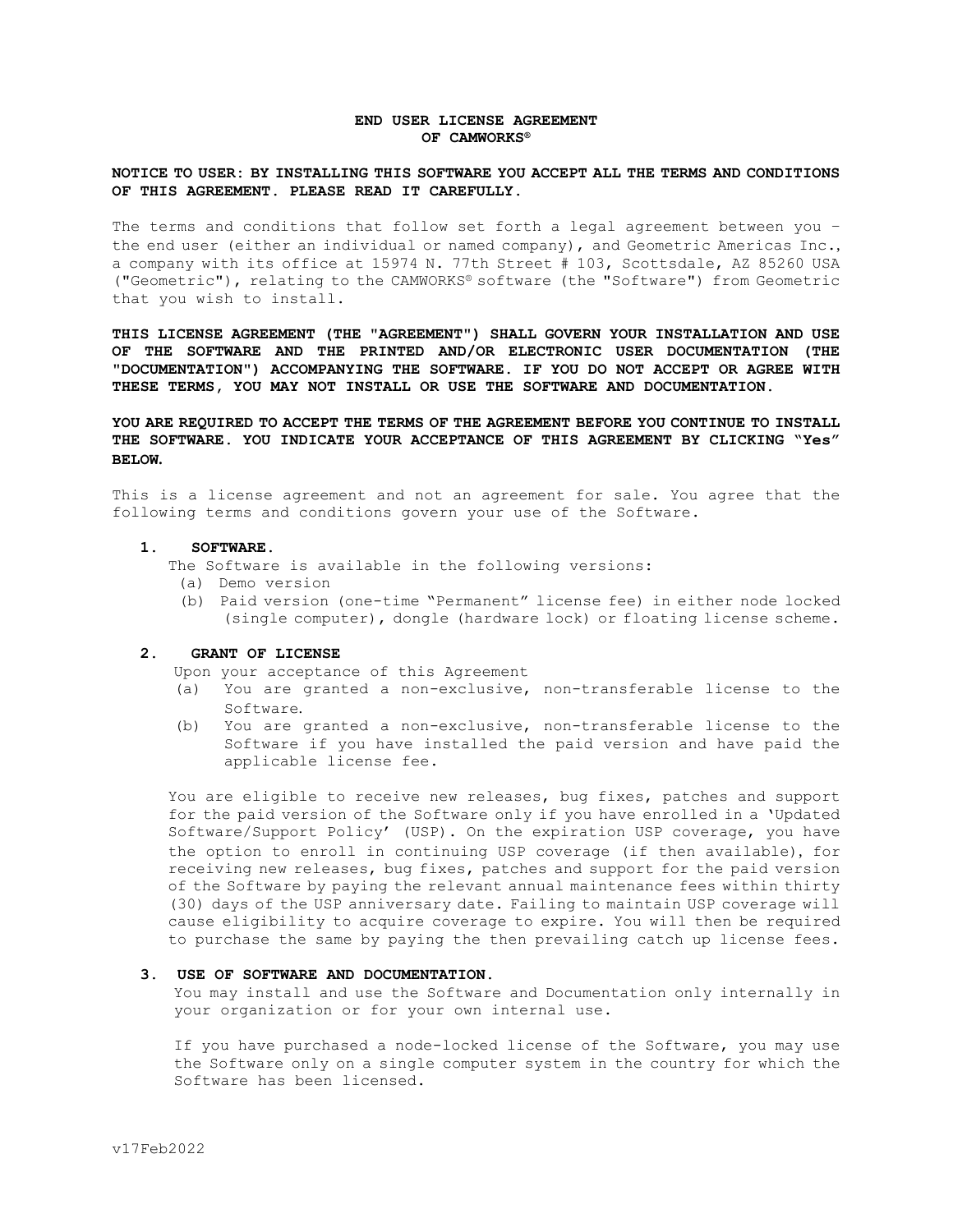# END USER LICENSE AGREEMENT
# OF CAMWORKS®

**NOTICE TO USER: BY INSTALLING THIS SOFTWARE YOU ACCEPT ALL THE TERMS AND CONDITIONS OF THIS AGREEMENT. PLEASE READ IT CAREFULLY.**

The terms and conditions that follow set forth a legal agreement between you – the end user (either an individual or named company), and Geometric Americas Inc., a company with its office at 15974 N. 77th Street # 103, Scottsdale, AZ 85260 USA ("Geometric"), relating to the CAMWORKS® software (the "Software") from Geometric that you wish to install.

**THIS LICENSE AGREEMENT (THE "AGREEMENT") SHALL GOVERN YOUR INSTALLATION AND USE OF THE SOFTWARE AND THE PRINTED AND/OR ELECTRONIC USER DOCUMENTATION (THE "DOCUMENTATION") ACCOMPANYING THE SOFTWARE. IF YOU DO NOT ACCEPT OR AGREE WITH THESE TERMS, YOU MAY NOT INSTALL OR USE THE SOFTWARE AND DOCUMENTATION.**

**YOU ARE REQUIRED TO ACCEPT THE TERMS OF THE AGREEMENT BEFORE YOU CONTINUE TO INSTALL THE SOFTWARE. YOU INDICATE YOUR ACCEPTANCE OF THIS AGREEMENT BY CLICKING "Yes" BELOW.**

This is a license agreement and not an agreement for sale. You agree that the following terms and conditions govern your use of the Software.

## 1. SOFTWARE.

The Software is available in the following versions:

(a) Demo version

(b) Paid version (one-time "Permanent" license fee) in either node locked (single computer), dongle (hardware lock) or floating license scheme.

## 2. GRANT OF LICENSE

Upon your acceptance of this Agreement

(a) You are granted a non-exclusive, non-transferable license to the Software.

(b) You are granted a non-exclusive, non-transferable license to the Software if you have installed the paid version and have paid the applicable license fee.

You are eligible to receive new releases, bug fixes, patches and support for the paid version of the Software only if you have enrolled in a 'Updated Software/Support Policy' (USP). On the expiration USP coverage, you have the option to enroll in continuing USP coverage (if then available), for receiving new releases, bug fixes, patches and support for the paid version of the Software by paying the relevant annual maintenance fees within thirty (30) days of the USP anniversary date. Failing to maintain USP coverage will cause eligibility to acquire coverage to expire. You will then be required to purchase the same by paying the then prevailing catch up license fees.

## 3. USE OF SOFTWARE AND DOCUMENTATION.

You may install and use the Software and Documentation only internally in your organization or for your own internal use.

If you have purchased a node-locked license of the Software, you may use the Software only on a single computer system in the country for which the Software has been licensed.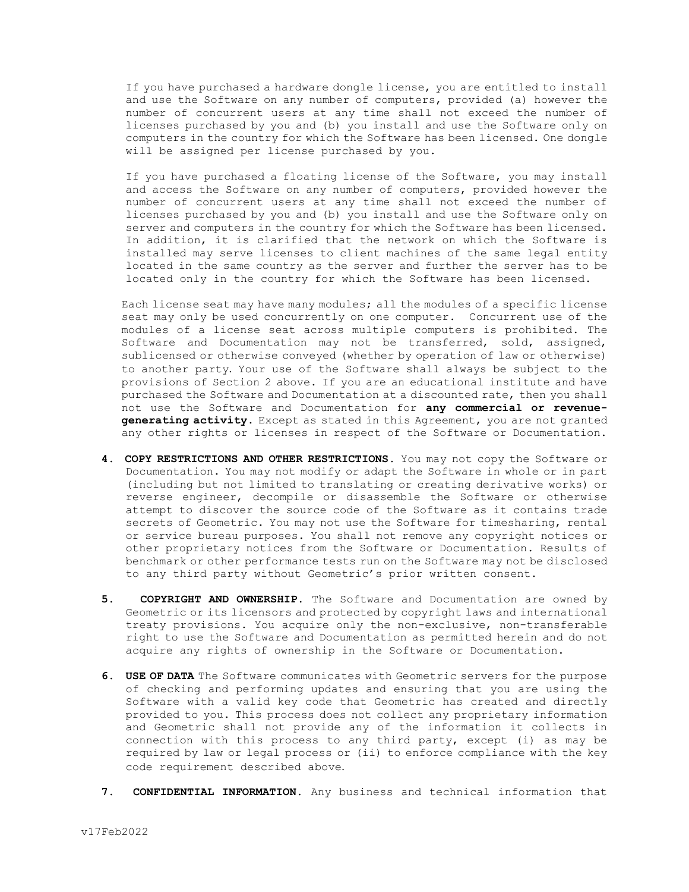If you have purchased a hardware dongle license, you are entitled to install and use the Software on any number of computers, provided (a) however the number of concurrent users at any time shall not exceed the number of licenses purchased by you and (b) you install and use the Software only on computers in the country for which the Software has been licensed. One dongle will be assigned per license purchased by you.

If you have purchased a floating license of the Software, you may install and access the Software on any number of computers, provided however the number of concurrent users at any time shall not exceed the number of licenses purchased by you and (b) you install and use the Software only on server and computers in the country for which the Software has been licensed. In addition, it is clarified that the network on which the Software is installed may serve licenses to client machines of the same legal entity located in the same country as the server and further the server has to be located only in the country for which the Software has been licensed.

Each license seat may have many modules; all the modules of a specific license seat may only be used concurrently on one computer. Concurrent use of the modules of a license seat across multiple computers is prohibited. The Software and Documentation may not be transferred, sold, assigned, sublicensed or otherwise conveyed (whether by operation of law or otherwise) to another party. Your use of the Software shall always be subject to the provisions of Section 2 above. If you are an educational institute and have purchased the Software and Documentation at a discounted rate, then you shall not use the Software and Documentation for **any commercial or revenue-generating activity.** Except as stated in this Agreement, you are not granted any other rights or licenses in respect of the Software or Documentation.

4. **COPY RESTRICTIONS AND OTHER RESTRICTIONS.** You may not copy the Software or Documentation. You may not modify or adapt the Software in whole or in part (including but not limited to translating or creating derivative works) or reverse engineer, decompile or disassemble the Software or otherwise attempt to discover the source code of the Software as it contains trade secrets of Geometric. You may not use the Software for timesharing, rental or service bureau purposes. You shall not remove any copyright notices or other proprietary notices from the Software or Documentation. Results of benchmark or other performance tests run on the Software may not be disclosed to any third party without Geometric's prior written consent.

5. **COPYRIGHT AND OWNERSHIP.** The Software and Documentation are owned by Geometric or its licensors and protected by copyright laws and international treaty provisions. You acquire only the non-exclusive, non-transferable right to use the Software and Documentation as permitted herein and do not acquire any rights of ownership in the Software or Documentation.

6. **USE OF DATA** The Software communicates with Geometric servers for the purpose of checking and performing updates and ensuring that you are using the Software with a valid key code that Geometric has created and directly provided to you. This process does not collect any proprietary information and Geometric shall not provide any of the information it collects in connection with this process to any third party, except (i) as may be required by law or legal process or (ii) to enforce compliance with the key code requirement described above.

7. **CONFIDENTIAL INFORMATION.** Any business and technical information that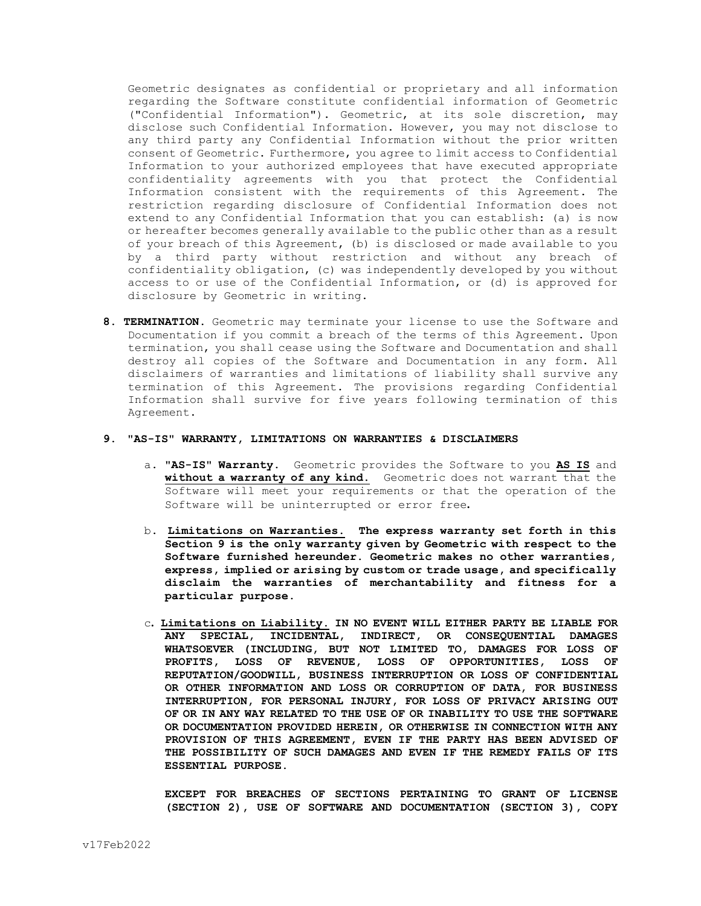Geometric designates as confidential or proprietary and all information regarding the Software constitute confidential information of Geometric ("Confidential Information"). Geometric, at its sole discretion, may disclose such Confidential Information. However, you may not disclose to any third party any Confidential Information without the prior written consent of Geometric. Furthermore, you agree to limit access to Confidential Information to your authorized employees that have executed appropriate confidentiality agreements with you that protect the Confidential Information consistent with the requirements of this Agreement. The restriction regarding disclosure of Confidential Information does not extend to any Confidential Information that you can establish: (a) is now or hereafter becomes generally available to the public other than as a result of your breach of this Agreement, (b) is disclosed or made available to you by a third party without restriction and without any breach of confidentiality obligation, (c) was independently developed by you without access to or use of the Confidential Information, or (d) is approved for disclosure by Geometric in writing.

**8. TERMINATION.** Geometric may terminate your license to use the Software and Documentation if you commit a breach of the terms of this Agreement. Upon termination, you shall cease using the Software and Documentation and shall destroy all copies of the Software and Documentation in any form. All disclaimers of warranties and limitations of liability shall survive any termination of this Agreement. The provisions regarding Confidential Information shall survive for five years following termination of this Agreement.

**9. "AS-IS" WARRANTY, LIMITATIONS ON WARRANTIES & DISCLAIMERS**

a. **"AS-IS" Warranty.** Geometric provides the Software to you **AS IS** and **without a warranty of any kind.** Geometric does not warrant that the Software will meet your requirements or that the operation of the Software will be uninterrupted or error free.

b. **Limitations on Warranties. The express warranty set forth in this Section 9 is the only warranty given by Geometric with respect to the Software furnished hereunder. Geometric makes no other warranties, express, implied or arising by custom or trade usage, and specifically disclaim the warranties of merchantability and fitness for a particular purpose.**

c. **Limitations on Liability. IN NO EVENT WILL EITHER PARTY BE LIABLE FOR ANY SPECIAL, INCIDENTAL, INDIRECT, OR CONSEQUENTIAL DAMAGES WHATSOEVER (INCLUDING, BUT NOT LIMITED TO, DAMAGES FOR LOSS OF PROFITS, LOSS OF REVENUE, LOSS OF OPPORTUNITIES, LOSS OF REPUTATION/GOODWILL, BUSINESS INTERRUPTION OR LOSS OF CONFIDENTIAL OR OTHER INFORMATION AND LOSS OR CORRUPTION OF DATA, FOR BUSINESS INTERRUPTION, FOR PERSONAL INJURY, FOR LOSS OF PRIVACY ARISING OUT OF OR IN ANY WAY RELATED TO THE USE OF OR INABILITY TO USE THE SOFTWARE OR DOCUMENTATION PROVIDED HEREIN, OR OTHERWISE IN CONNECTION WITH ANY PROVISION OF THIS AGREEMENT, EVEN IF THE PARTY HAS BEEN ADVISED OF THE POSSIBILITY OF SUCH DAMAGES AND EVEN IF THE REMEDY FAILS OF ITS ESSENTIAL PURPOSE.**

**EXCEPT FOR BREACHES OF SECTIONS PERTAINING TO GRANT OF LICENSE (SECTION 2), USE OF SOFTWARE AND DOCUMENTATION (SECTION 3), COPY**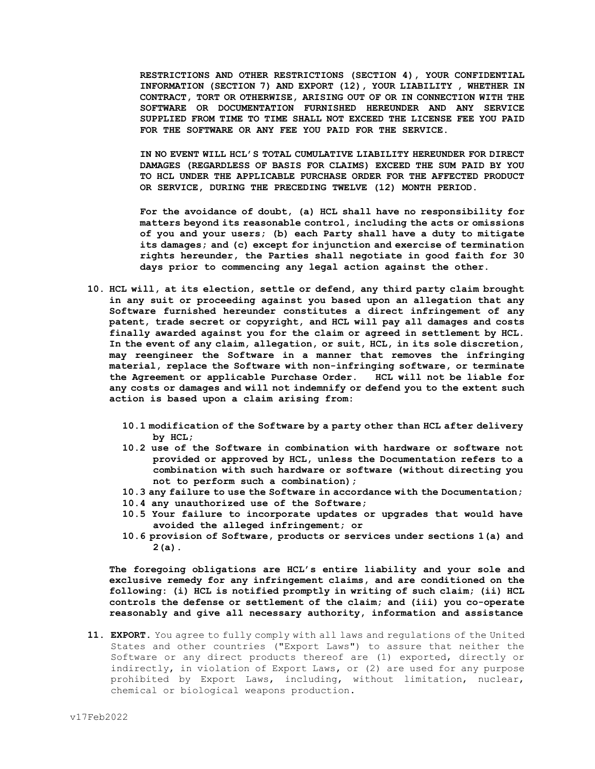**RESTRICTIONS AND OTHER RESTRICTIONS (SECTION 4), YOUR CONFIDENTIAL INFORMATION (SECTION 7) AND EXPORT (12), YOUR LIABILITY , WHETHER IN CONTRACT, TORT OR OTHERWISE, ARISING OUT OF OR IN CONNECTION WITH THE SOFTWARE OR DOCUMENTATION FURNISHED HEREUNDER AND ANY SERVICE SUPPLIED FROM TIME TO TIME SHALL NOT EXCEED THE LICENSE FEE YOU PAID FOR THE SOFTWARE OR ANY FEE YOU PAID FOR THE SERVICE.**

**IN NO EVENT WILL HCL'S TOTAL CUMULATIVE LIABILITY HEREUNDER FOR DIRECT DAMAGES (REGARDLESS OF BASIS FOR CLAIMS) EXCEED THE SUM PAID BY YOU TO HCL UNDER THE APPLICABLE PURCHASE ORDER FOR THE AFFECTED PRODUCT OR SERVICE, DURING THE PRECEDING TWELVE (12) MONTH PERIOD.**

**For the avoidance of doubt, (a) HCL shall have no responsibility for matters beyond its reasonable control, including the acts or omissions of you and your users; (b) each Party shall have a duty to mitigate its damages; and (c) except for injunction and exercise of termination rights hereunder, the Parties shall negotiate in good faith for 30 days prior to commencing any legal action against the other.**

10. **HCL will, at its election, settle or defend, any third party claim brought in any suit or proceeding against you based upon an allegation that any Software furnished hereunder constitutes a direct infringement of any patent, trade secret or copyright, and HCL will pay all damages and costs finally awarded against you for the claim or agreed in settlement by HCL. In the event of any claim, allegation, or suit, HCL, in its sole discretion, may reengineer the Software in a manner that removes the infringing material, replace the Software with non-infringing software, or terminate the Agreement or applicable Purchase Order. HCL will not be liable for any costs or damages and will not indemnify or defend you to the extent such action is based upon a claim arising from:**

    **10.1 modification of the Software by a party other than HCL after delivery by HCL;**
    **10.2 use of the Software in combination with hardware or software not provided or approved by HCL, unless the Documentation refers to a combination with such hardware or software (without directing you not to perform such a combination);**
    **10.3 any failure to use the Software in accordance with the Documentation;**
    **10.4 any unauthorized use of the Software;**
    **10.5 Your failure to incorporate updates or upgrades that would have avoided the alleged infringement; or**
    **10.6 provision of Software, products or services under sections 1(a) and 2(a).**

    **The foregoing obligations are HCL's entire liability and your sole and exclusive remedy for any infringement claims, and are conditioned on the following: (i) HCL is notified promptly in writing of such claim; (ii) HCL controls the defense or settlement of the claim; and (iii) you co-operate reasonably and give all necessary authority, information and assistance**

11. **EXPORT.** You agree to fully comply with all laws and regulations of the United States and other countries ("Export Laws") to assure that neither the Software or any direct products thereof are (1) exported, directly or indirectly, in violation of Export Laws, or (2) are used for any purpose prohibited by Export Laws, including, without limitation, nuclear, chemical or biological weapons production.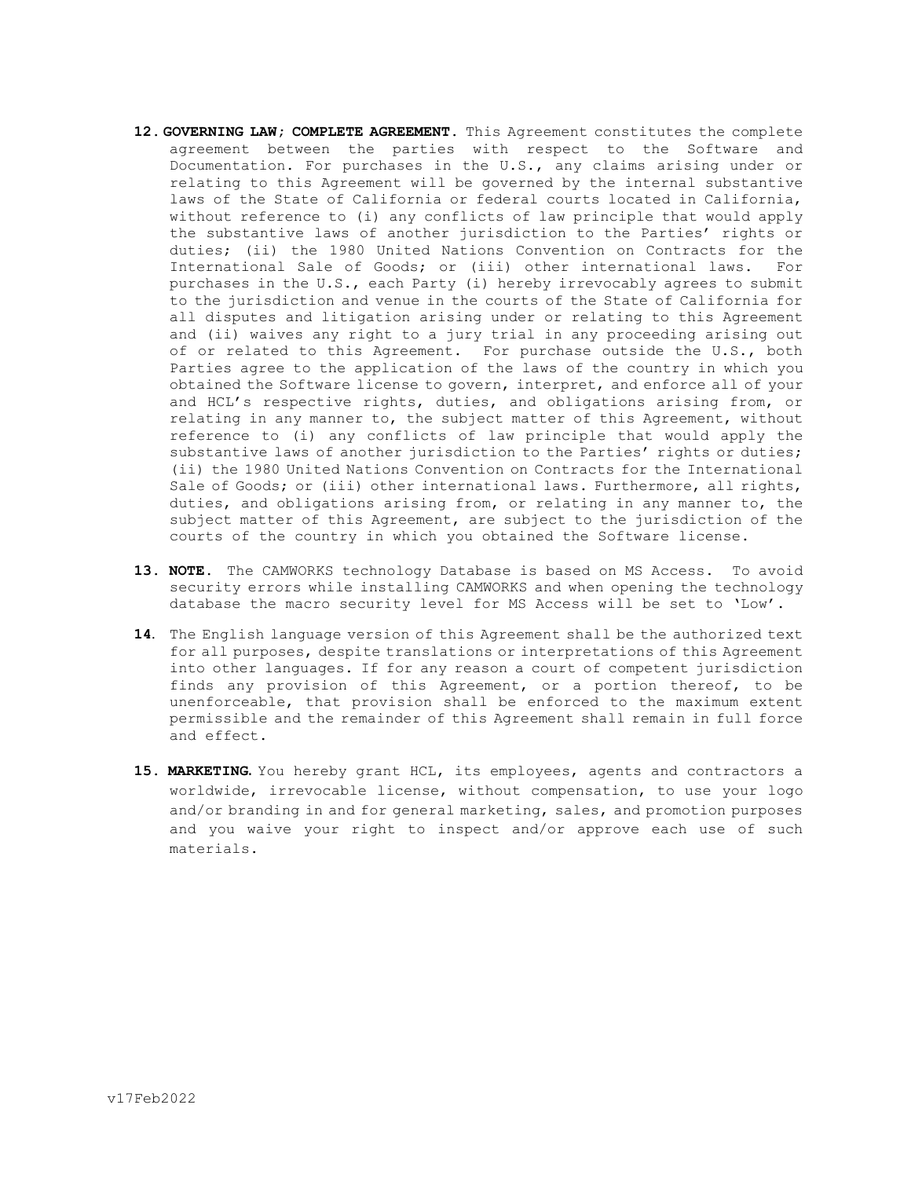12. **GOVERNING LAW; COMPLETE AGREEMENT.** This Agreement constitutes the complete agreement between the parties with respect to the Software and Documentation. For purchases in the U.S., any claims arising under or relating to this Agreement will be governed by the internal substantive laws of the State of California or federal courts located in California, without reference to (i) any conflicts of law principle that would apply the substantive laws of another jurisdiction to the Parties' rights or duties; (ii) the 1980 United Nations Convention on Contracts for the International Sale of Goods; or (iii) other international laws. For purchases in the U.S., each Party (i) hereby irrevocably agrees to submit to the jurisdiction and venue in the courts of the State of California for all disputes and litigation arising under or relating to this Agreement and (ii) waives any right to a jury trial in any proceeding arising out of or related to this Agreement. For purchase outside the U.S., both Parties agree to the application of the laws of the country in which you obtained the Software license to govern, interpret, and enforce all of your and HCL's respective rights, duties, and obligations arising from, or relating in any manner to, the subject matter of this Agreement, without reference to (i) any conflicts of law principle that would apply the substantive laws of another jurisdiction to the Parties' rights or duties; (ii) the 1980 United Nations Convention on Contracts for the International Sale of Goods; or (iii) other international laws. Furthermore, all rights, duties, and obligations arising from, or relating in any manner to, the subject matter of this Agreement, are subject to the jurisdiction of the courts of the country in which you obtained the Software license.

13. **NOTE.** The CAMWORKS technology Database is based on MS Access. To avoid security errors while installing CAMWORKS and when opening the technology database the macro security level for MS Access will be set to 'Low'.

14. The English language version of this Agreement shall be the authorized text for all purposes, despite translations or interpretations of this Agreement into other languages. If for any reason a court of competent jurisdiction finds any provision of this Agreement, or a portion thereof, to be unenforceable, that provision shall be enforced to the maximum extent permissible and the remainder of this Agreement shall remain in full force and effect.

15. **MARKETING.** You hereby grant HCL, its employees, agents and contractors a worldwide, irrevocable license, without compensation, to use your logo and/or branding in and for general marketing, sales, and promotion purposes and you waive your right to inspect and/or approve each use of such materials.

v17Feb2022